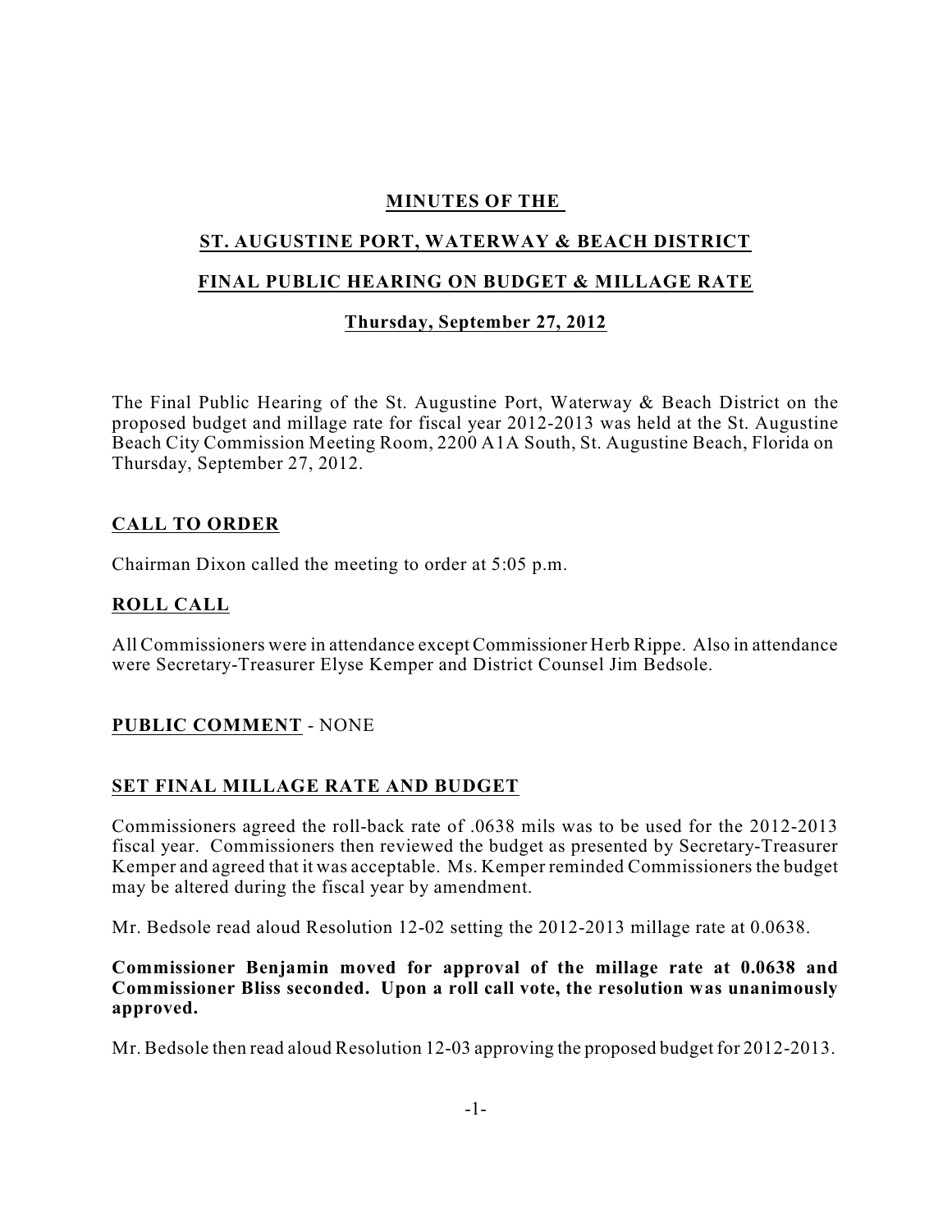# MINUTES OF THE

# ST. AUGUSTINE PORT, WATERWAY & BEACH DISTRICT

# FINAL PUBLIC HEARING ON BUDGET & MILLAGE RATE

## Thursday, September 27, 2012

The Final Public Hearing of the St. Augustine Port, Waterway & Beach District on the proposed budget and millage rate for fiscal year 2012-2013 was held at the St. Augustine Beach City Commission Meeting Room, 2200 A1A South, St. Augustine Beach, Florida on Thursday, September 27, 2012.

## CALL TO ORDER

Chairman Dixon called the meeting to order at 5:05 p.m.

## ROLL CALL

All Commissioners were in attendance except Commissioner Herb Rippe. Also in attendance were Secretary-Treasurer Elyse Kemper and District Counsel Jim Bedsole.

## PUBLIC COMMENT - NONE

## SET FINAL MILLAGE RATE AND BUDGET

Commissioners agreed the roll-back rate of .0638 mils was to be used for the 2012-2013 fiscal year. Commissioners then reviewed the budget as presented by Secretary-Treasurer Kemper and agreed that it was acceptable. Ms. Kemper reminded Commissioners the budget may be altered during the fiscal year by amendment.

Mr. Bedsole read aloud Resolution 12-02 setting the 2012-2013 millage rate at 0.0638.

**Commissioner Benjamin moved for approval of the millage rate at 0.0638 and Commissioner Bliss seconded. Upon a roll call vote, the resolution was unanimously approved.**

Mr. Bedsole then read aloud Resolution 12-03 approving the proposed budget for 2012-2013.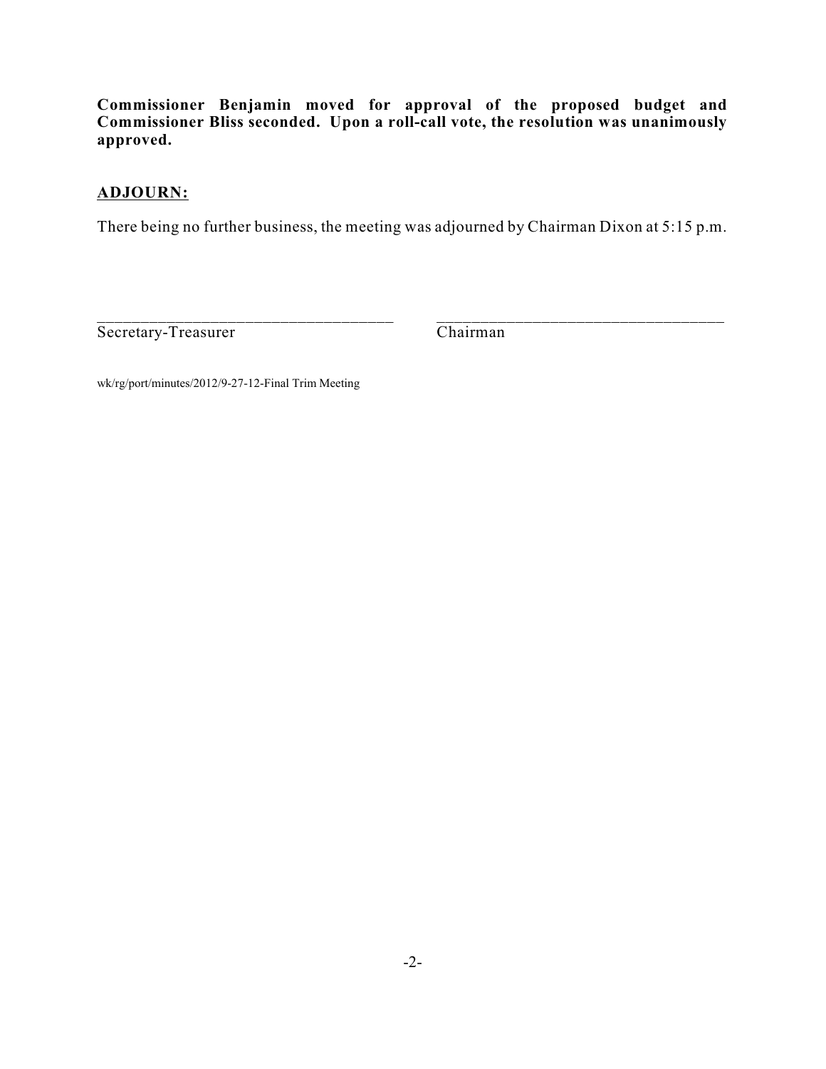**Commissioner Benjamin moved for approval of the proposed budget and Commissioner Bliss seconded. Upon a roll-call vote, the resolution was unanimously approved.**

## ADJOURN:

There being no further business, the meeting was adjourned by Chairman Dixon at 5:15 p.m.

\_\_\_\_\_\_\_\_\_\_\_\_\_\_\_\_\_\_\_\_\_\_\_\_\_\_\_\_\_\_\_\_\_\_\_\_ \_\_\_\_\_\_\_\_\_\_\_\_\_\_\_\_\_\_\_\_\_\_\_\_\_\_\_\_\_\_\_\_\_\_\_\_

Secretary-Treasurer Chairman

wk/rg/port/minutes/2012/9-27-12-Final Trim Meeting